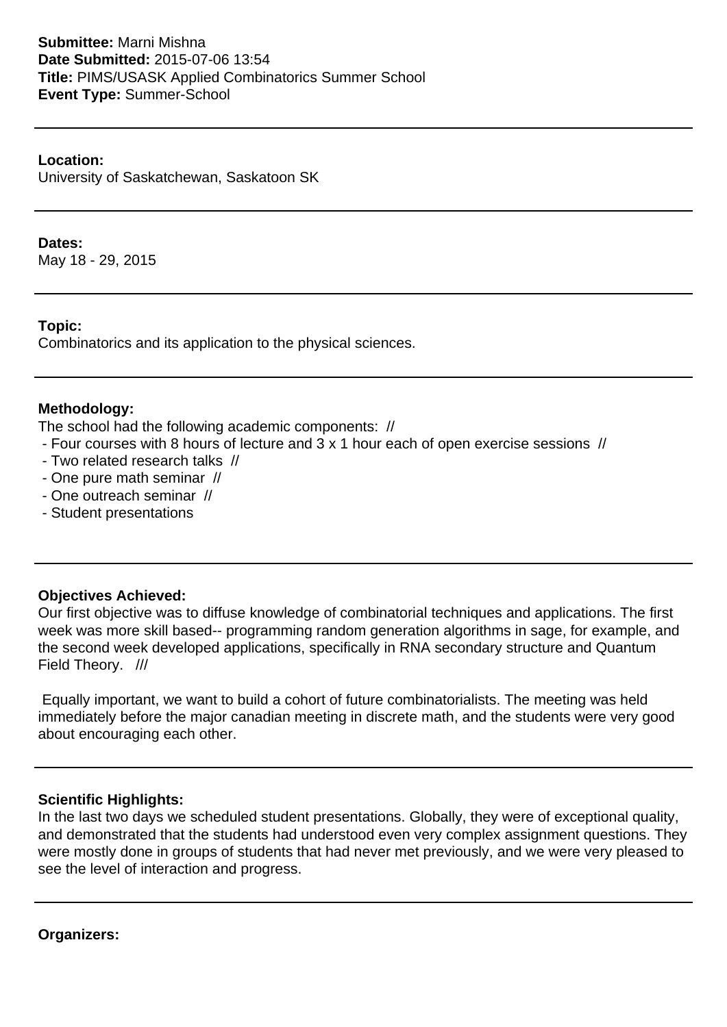**Submittee:** Marni Mishna
**Date Submitted:** 2015-07-06 13:54
**Title:** PIMS/USASK Applied Combinatorics Summer School
**Event Type:** Summer-School

---

**Location:**
University of Saskatchewan, Saskatoon SK

---

**Dates:**
May 18 - 29, 2015

---

**Topic:**
Combinatorics and its application to the physical sciences.

---

**Methodology:**
The school had the following academic components: //
- Four courses with 8 hours of lecture and 3 x 1 hour each of open exercise sessions //
- Two related research talks //
- One pure math seminar //
- One outreach seminar //
- Student presentations

---

**Objectives Achieved:**
Our first objective was to diffuse knowledge of combinatorial techniques and applications. The first week was more skill based-- programming random generation algorithms in sage, for example, and the second week developed applications, specifically in RNA secondary structure and Quantum Field Theory. ///

Equally important, we want to build a cohort of future combinatorialists. The meeting was held immediately before the major canadian meeting in discrete math, and the students were very good about encouraging each other.

---

**Scientific Highlights:**
In the last two days we scheduled student presentations. Globally, they were of exceptional quality, and demonstrated that the students had understood even very complex assignment questions. They were mostly done in groups of students that had never met previously, and we were very pleased to see the level of interaction and progress.

---

**Organizers:**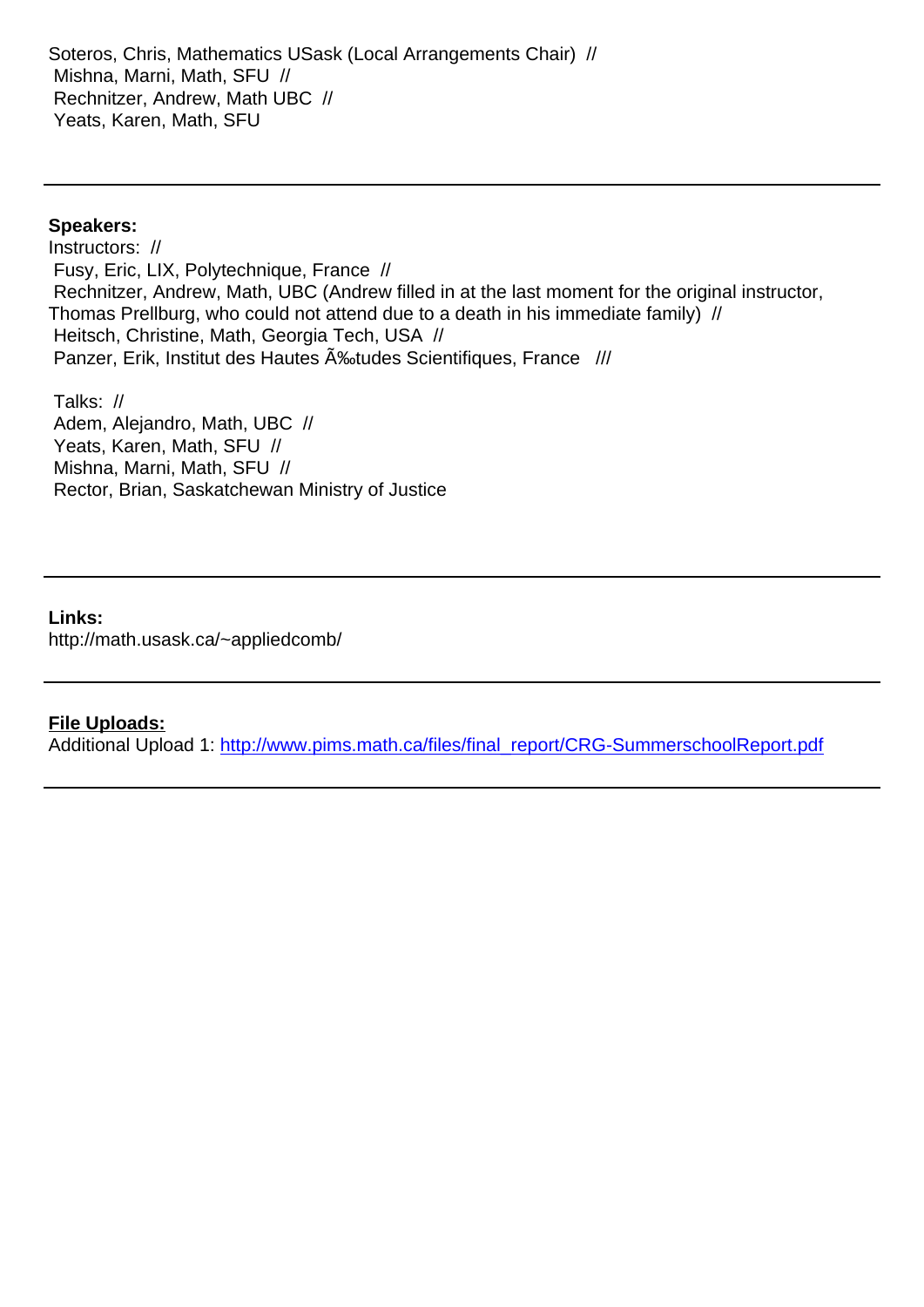Soteros, Chris, Mathematics USask (Local Arrangements Chair) //
Mishna, Marni, Math, SFU //
Rechnitzer, Andrew, Math UBC //
Yeats, Karen, Math, SFU

---

**Speakers:**

Instructors: //
Fusy, Eric, LIX, Polytechnique, France //
Rechnitzer, Andrew, Math, UBC (Andrew filled in at the last moment for the original instructor, Thomas Prellburg, who could not attend due to a death in his immediate family) //
Heitsch, Christine, Math, Georgia Tech, USA //
Panzer, Erik, Institut des Hautes Ã‰tudes Scientifiques, France ///

Talks: //
Adem, Alejandro, Math, UBC //
Yeats, Karen, Math, SFU //
Mishna, Marni, Math, SFU //
Rector, Brian, Saskatchewan Ministry of Justice

---

**Links:**

http://math.usask.ca/~appliedcomb/

---

**File Uploads:**

Additional Upload 1: http://www.pims.math.ca/files/final_report/CRG-SummerschoolReport.pdf